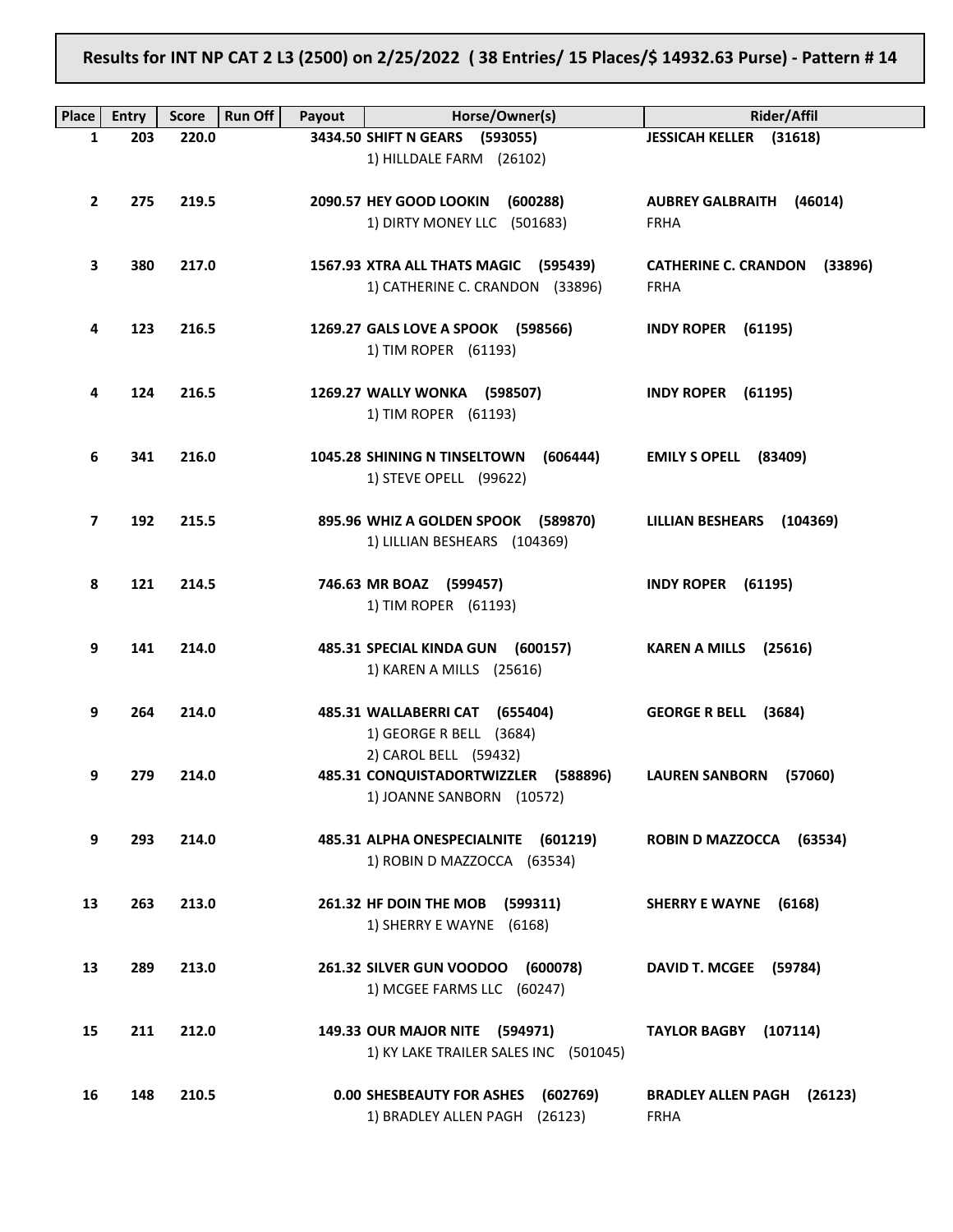**Results for INT NP CAT 2 L3 (2500) on 2/25/2022 ( 38 Entries/ 15 Places/$ 14932.63 Purse) - Pattern # 14**

| Place | Entry | Score | Run Off | Payout | Horse/Owner(s) | Rider/Affil |
|---|---|---|---|---|---|---|
| 1 | 203 | 220.0 | | 3434.50 | **SHIFT N GEARS (593055)**<br>1) HILLDALE FARM (26102) | **JESSICAH KELLER (31618)** |
| 2 | 275 | 219.5 | | 2090.57 | **HEY GOOD LOOKIN (600288)**<br>1) DIRTY MONEY LLC (501683) | **AUBREY GALBRAITH (46014)**<br>FRHA |
| 3 | 380 | 217.0 | | 1567.93 | **XTRA ALL THATS MAGIC (595439)**<br>1) CATHERINE C. CRANDON (33896) | **CATHERINE C. CRANDON (33896)**<br>FRHA |
| 4 | 123 | 216.5 | | 1269.27 | **GALS LOVE A SPOOK (598566)**<br>1) TIM ROPER (61193) | **INDY ROPER (61195)** |
| 4 | 124 | 216.5 | | 1269.27 | **WALLY WONKA (598507)**<br>1) TIM ROPER (61193) | **INDY ROPER (61195)** |
| 6 | 341 | 216.0 | | 1045.28 | **SHINING N TINSELTOWN (606444)**<br>1) STEVE OPELL (99622) | **EMILY S OPELL (83409)** |
| 7 | 192 | 215.5 | | 895.96 | **WHIZ A GOLDEN SPOOK (589870)**<br>1) LILLIAN BESHEARS (104369) | **LILLIAN BESHEARS (104369)** |
| 8 | 121 | 214.5 | | 746.63 | **MR BOAZ (599457)**<br>1) TIM ROPER (61193) | **INDY ROPER (61195)** |
| 9 | 141 | 214.0 | | 485.31 | **SPECIAL KINDA GUN (600157)**<br>1) KAREN A MILLS (25616) | **KAREN A MILLS (25616)** |
| 9 | 264 | 214.0 | | 485.31 | **WALLABERRI CAT (655404)**<br>1) GEORGE R BELL (3684)<br>2) CAROL BELL (59432) | **GEORGE R BELL (3684)** |
| 9 | 279 | 214.0 | | 485.31 | **CONQUISTADORTWIZZLER (588896)**<br>1) JOANNE SANBORN (10572) | **LAUREN SANBORN (57060)** |
| 9 | 293 | 214.0 | | 485.31 | **ALPHA ONESPECIALNITE (601219)**<br>1) ROBIN D MAZZOCCA (63534) | **ROBIN D MAZZOCCA (63534)** |
| 13 | 263 | 213.0 | | 261.32 | **HF DOIN THE MOB (599311)**<br>1) SHERRY E WAYNE (6168) | **SHERRY E WAYNE (6168)** |
| 13 | 289 | 213.0 | | 261.32 | **SILVER GUN VOODOO (600078)**<br>1) MCGEE FARMS LLC (60247) | **DAVID T. MCGEE (59784)** |
| 15 | 211 | 212.0 | | 149.33 | **OUR MAJOR NITE (594971)**<br>1) KY LAKE TRAILER SALES INC (501045) | **TAYLOR BAGBY (107114)** |
| 16 | 148 | 210.5 | | 0.00 | **SHESBEAUTY FOR ASHES (602769)**<br>1) BRADLEY ALLEN PAGH (26123) | **BRADLEY ALLEN PAGH (26123)**<br>FRHA |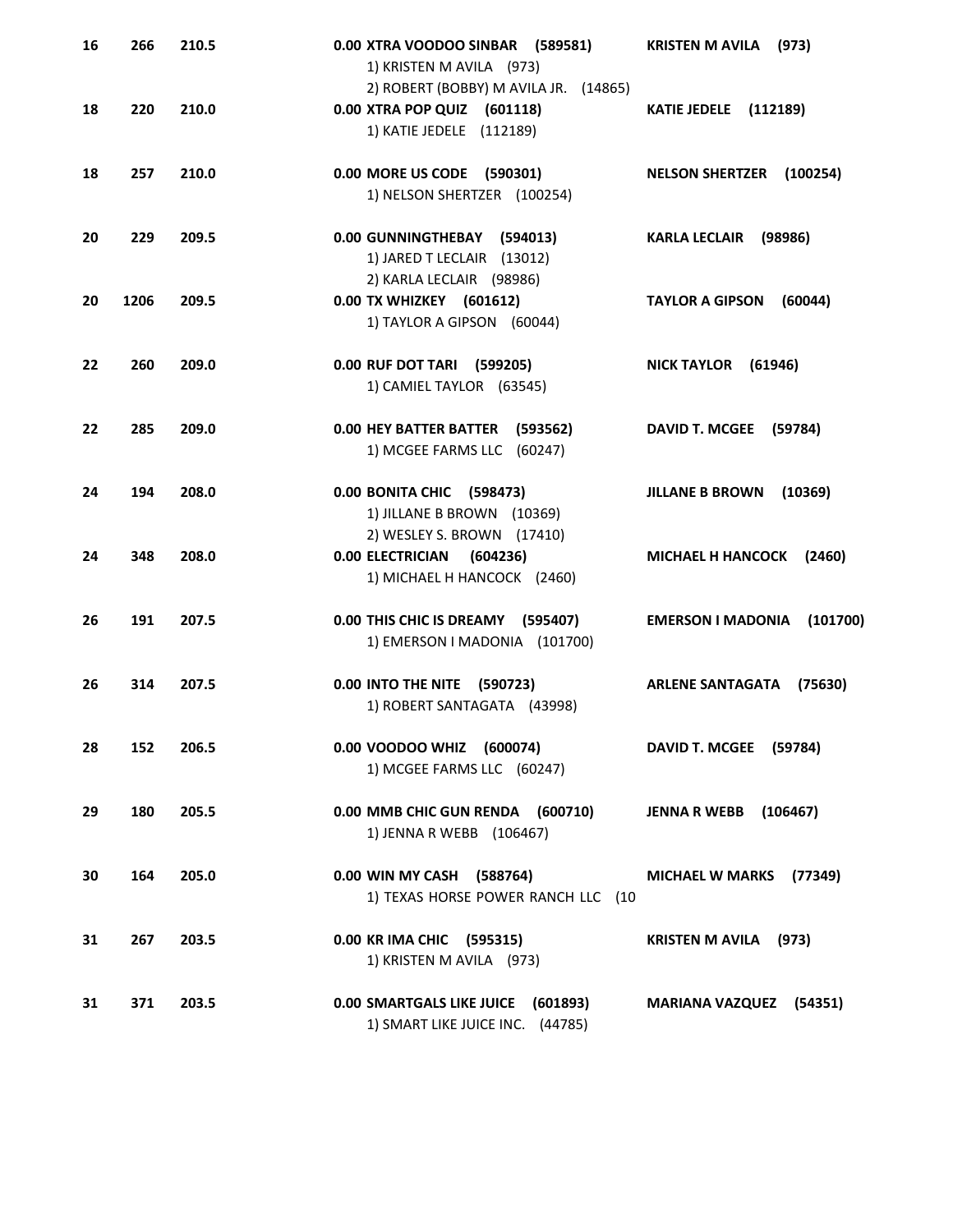| | | | | |
|---|---|---|---|---|
| **16** | **266** | **210.5** | **0.00 XTRA VOODOO SINBAR (589581)**<br>1) KRISTEN M AVILA (973)<br>2) ROBERT (BOBBY) M AVILA JR. (14865) | **KRISTEN M AVILA (973)** |
| **18** | **220** | **210.0** | **0.00 XTRA POP QUIZ (601118)**<br>1) KATIE JEDELE (112189) | **KATIE JEDELE (112189)** |
| **18** | **257** | **210.0** | **0.00 MORE US CODE (590301)**<br>1) NELSON SHERTZER (100254) | **NELSON SHERTZER (100254)** |
| **20** | **229** | **209.5** | **0.00 GUNNINGTHEBAY (594013)**<br>1) JARED T LECLAIR (13012)<br>2) KARLA LECLAIR (98986) | **KARLA LECLAIR (98986)** |
| **20** | **1206** | **209.5** | **0.00 TX WHIZKEY (601612)**<br>1) TAYLOR A GIPSON (60044) | **TAYLOR A GIPSON (60044)** |
| **22** | **260** | **209.0** | **0.00 RUF DOT TARI (599205)**<br>1) CAMIEL TAYLOR (63545) | **NICK TAYLOR (61946)** |
| **22** | **285** | **209.0** | **0.00 HEY BATTER BATTER (593562)**<br>1) MCGEE FARMS LLC (60247) | **DAVID T. MCGEE (59784)** |
| **24** | **194** | **208.0** | **0.00 BONITA CHIC (598473)**<br>1) JILLANE B BROWN (10369)<br>2) WESLEY S. BROWN (17410) | **JILLANE B BROWN (10369)** |
| **24** | **348** | **208.0** | **0.00 ELECTRICIAN (604236)**<br>1) MICHAEL H HANCOCK (2460) | **MICHAEL H HANCOCK (2460)** |
| **26** | **191** | **207.5** | **0.00 THIS CHIC IS DREAMY (595407)**<br>1) EMERSON I MADONIA (101700) | **EMERSON I MADONIA (101700)** |
| **26** | **314** | **207.5** | **0.00 INTO THE NITE (590723)**<br>1) ROBERT SANTAGATA (43998) | **ARLENE SANTAGATA (75630)** |
| **28** | **152** | **206.5** | **0.00 VOODOO WHIZ (600074)**<br>1) MCGEE FARMS LLC (60247) | **DAVID T. MCGEE (59784)** |
| **29** | **180** | **205.5** | **0.00 MMB CHIC GUN RENDA (600710)**<br>1) JENNA R WEBB (106467) | **JENNA R WEBB (106467)** |
| **30** | **164** | **205.0** | **0.00 WIN MY CASH (588764)**<br>1) TEXAS HORSE POWER RANCH LLC (10 | **MICHAEL W MARKS (77349)** |
| **31** | **267** | **203.5** | **0.00 KR IMA CHIC (595315)**<br>1) KRISTEN M AVILA (973) | **KRISTEN M AVILA (973)** |
| **31** | **371** | **203.5** | **0.00 SMARTGALS LIKE JUICE (601893)**<br>1) SMART LIKE JUICE INC. (44785) | **MARIANA VAZQUEZ (54351)** |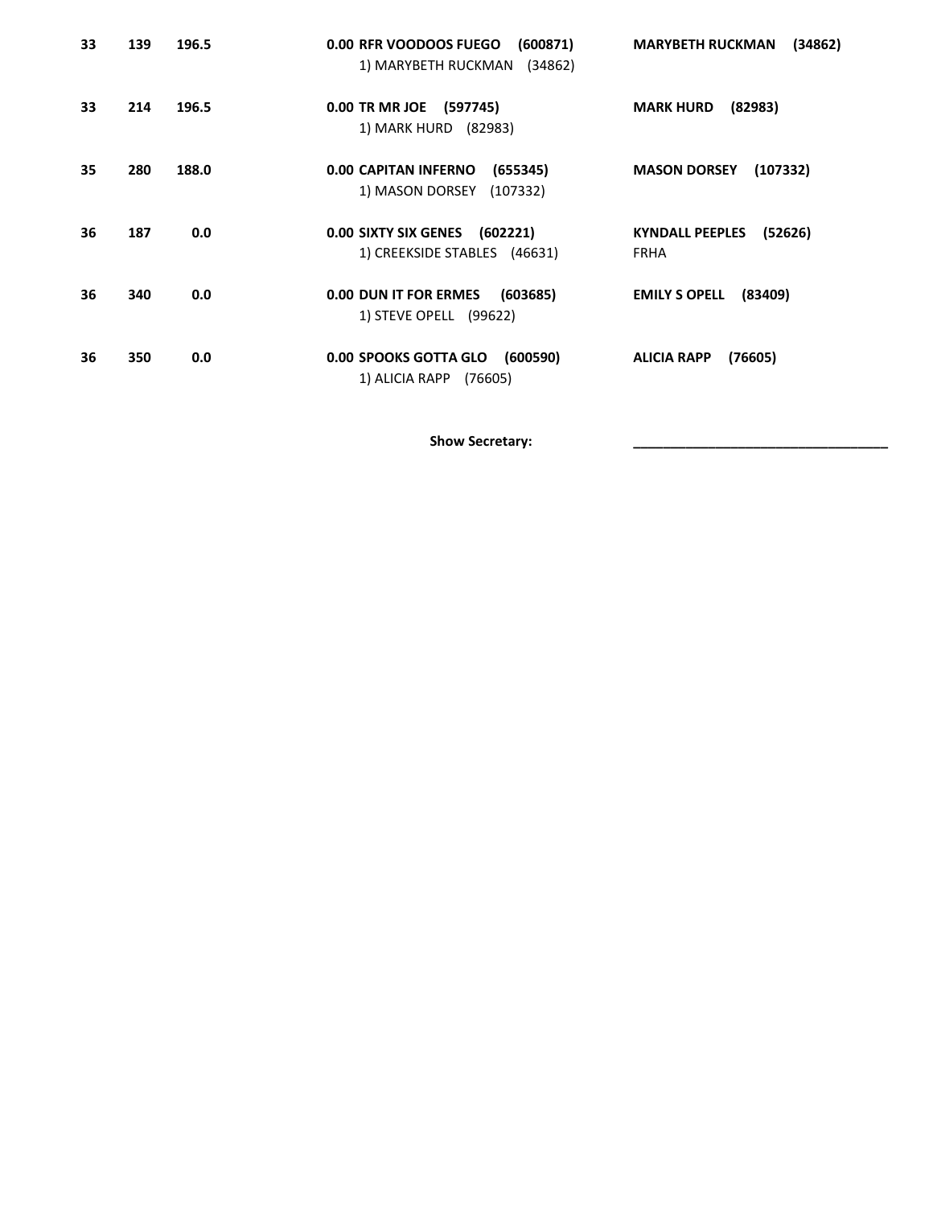| | | | | |
|---|---|---|---|---|
| **33** | **139** | **196.5** | **0.00 RFR VOODOOS FUEGO (600871)**<br>1) MARYBETH RUCKMAN (34862) | **MARYBETH RUCKMAN (34862)** |
| **33** | **214** | **196.5** | **0.00 TR MR JOE (597745)**<br>1) MARK HURD (82983) | **MARK HURD (82983)** |
| **35** | **280** | **188.0** | **0.00 CAPITAN INFERNO (655345)**<br>1) MASON DORSEY (107332) | **MASON DORSEY (107332)** |
| **36** | **187** | **0.0** | **0.00 SIXTY SIX GENES (602221)**<br>1) CREEKSIDE STABLES (46631) | **KYNDALL PEEPLES (52626)**<br>FRHA |
| **36** | **340** | **0.0** | **0.00 DUN IT FOR ERMES (603685)**<br>1) STEVE OPELL (99622) | **EMILY S OPELL (83409)** |
| **36** | **350** | **0.0** | **0.00 SPOOKS GOTTA GLO (600590)**<br>1) ALICIA RAPP (76605) | **ALICIA RAPP (76605)** |

**Show Secretary:** ________________________________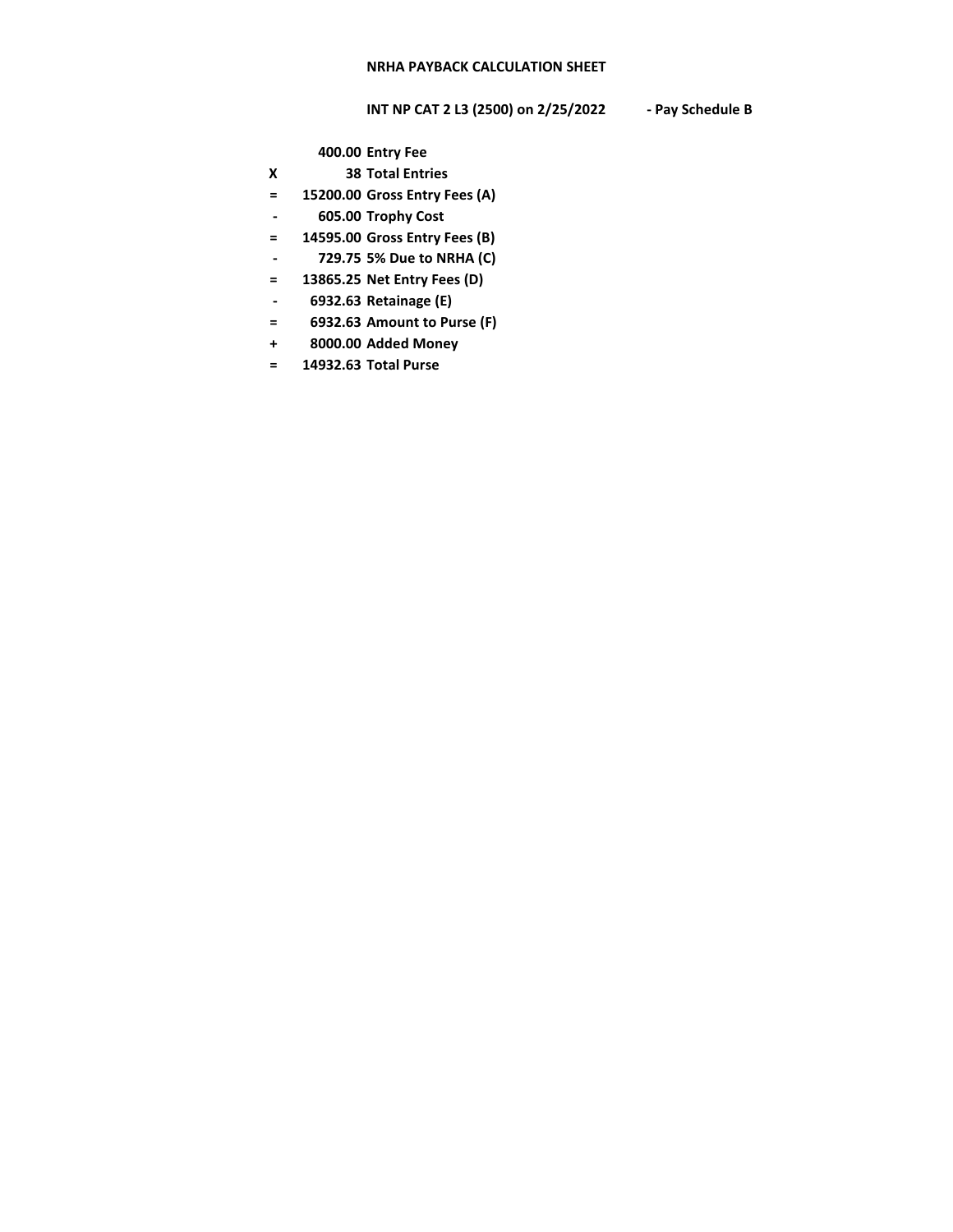**NRHA PAYBACK CALCULATION SHEET**

**INT NP CAT 2 L3 (2500) on 2/25/2022 - Pay Schedule B**

| | | |
|---|---|---|
| | 400.00 | Entry Fee |
| X | 38 | Total Entries |
| = | 15200.00 | Gross Entry Fees (A) |
| - | 605.00 | Trophy Cost |
| = | 14595.00 | Gross Entry Fees (B) |
| - | 729.75 | 5% Due to NRHA (C) |
| = | 13865.25 | Net Entry Fees (D) |
| - | 6932.63 | Retainage (E) |
| = | 6932.63 | Amount to Purse (F) |
| + | 8000.00 | Added Money |
| = | 14932.63 | Total Purse |